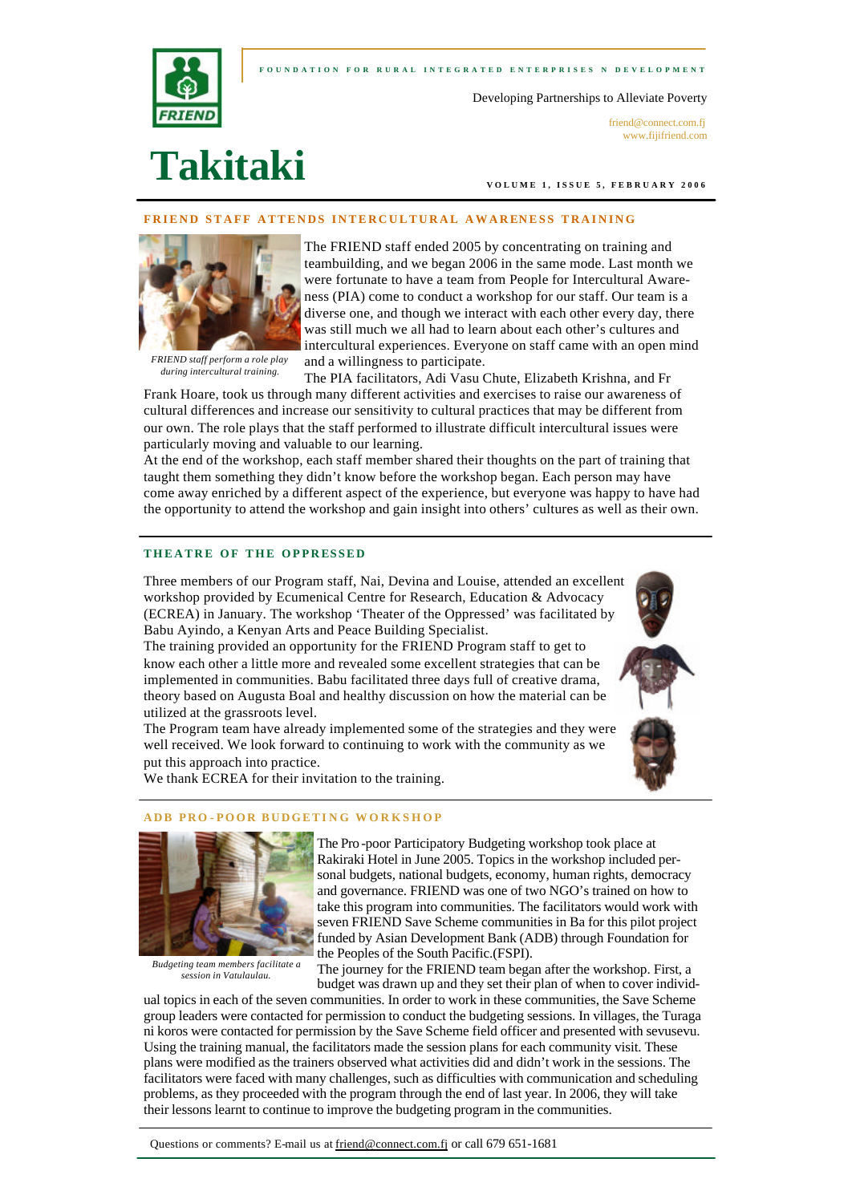FOUNDATION FOR RURAL INTEGRATED ENTERPRISES N DEVELOPMENT

Developing Partnerships to Alleviate Poverty

friend@connect.com.fj
www.fijifriend.com

# Takitaki

VOLUME 1, ISSUE 5, FEBRUARY 2006

## FRIEND STAFF ATTENDS INTERCULTURAL AWARENESS TRAINING

*FRIEND staff perform a role play during intercultural training.*

The FRIEND staff ended 2005 by concentrating on training and teambuilding, and we began 2006 in the same mode. Last month we were fortunate to have a team from People for Intercultural Awareness (PIA) come to conduct a workshop for our staff. Our team is a diverse one, and though we interact with each other every day, there was still much we all had to learn about each other's cultures and intercultural experiences. Everyone on staff came with an open mind and a willingness to participate.

The PIA facilitators, Adi Vasu Chute, Elizabeth Krishna, and Fr Frank Hoare, took us through many different activities and exercises to raise our awareness of cultural differences and increase our sensitivity to cultural practices that may be different from our own. The role plays that the staff performed to illustrate difficult intercultural issues were particularly moving and valuable to our learning.

At the end of the workshop, each staff member shared their thoughts on the part of training that taught them something they didn't know before the workshop began. Each person may have come away enriched by a different aspect of the experience, but everyone was happy to have had the opportunity to attend the workshop and gain insight into others' cultures as well as their own.

## THEATRE OF THE OPPRESSED

Three members of our Program staff, Nai, Devina and Louise, attended an excellent workshop provided by Ecumenical Centre for Research, Education & Advocacy (ECREA) in January. The workshop 'Theater of the Oppressed' was facilitated by Babu Ayindo, a Kenyan Arts and Peace Building Specialist.

The training provided an opportunity for the FRIEND Program staff to get to know each other a little more and revealed some excellent strategies that can be implemented in communities. Babu facilitated three days full of creative drama, theory based on Augusta Boal and healthy discussion on how the material can be utilized at the grassroots level.

The Program team have already implemented some of the strategies and they were well received. We look forward to continuing to work with the community as we put this approach into practice.

We thank ECREA for their invitation to the training.

## ADB PRO-POOR BUDGETING WORKSHOP

*Budgeting team members facilitate a session in Vatulaulau.*

The Pro-poor Participatory Budgeting workshop took place at Rakiraki Hotel in June 2005. Topics in the workshop included personal budgets, national budgets, economy, human rights, democracy and governance. FRIEND was one of two NGO's trained on how to take this program into communities. The facilitators would work with seven FRIEND Save Scheme communities in Ba for this pilot project funded by Asian Development Bank (ADB) through Foundation for the Peoples of the South Pacific.(FSPI).

The journey for the FRIEND team began after the workshop. First, a budget was drawn up and they set their plan of when to cover individual topics in each of the seven communities. In order to work in these communities, the Save Scheme group leaders were contacted for permission to conduct the budgeting sessions. In villages, the Turaga ni koros were contacted for permission by the Save Scheme field officer and presented with sevusevu. Using the training manual, the facilitators made the session plans for each community visit. These plans were modified as the trainers observed what activities did and didn't work in the sessions. The facilitators were faced with many challenges, such as difficulties with communication and scheduling problems, as they proceeded with the program through the end of last year. In 2006, they will take their lessons learnt to continue to improve the budgeting program in the communities.

Questions or comments? E-mail us at friend@connect.com.fj or call 679 651-1681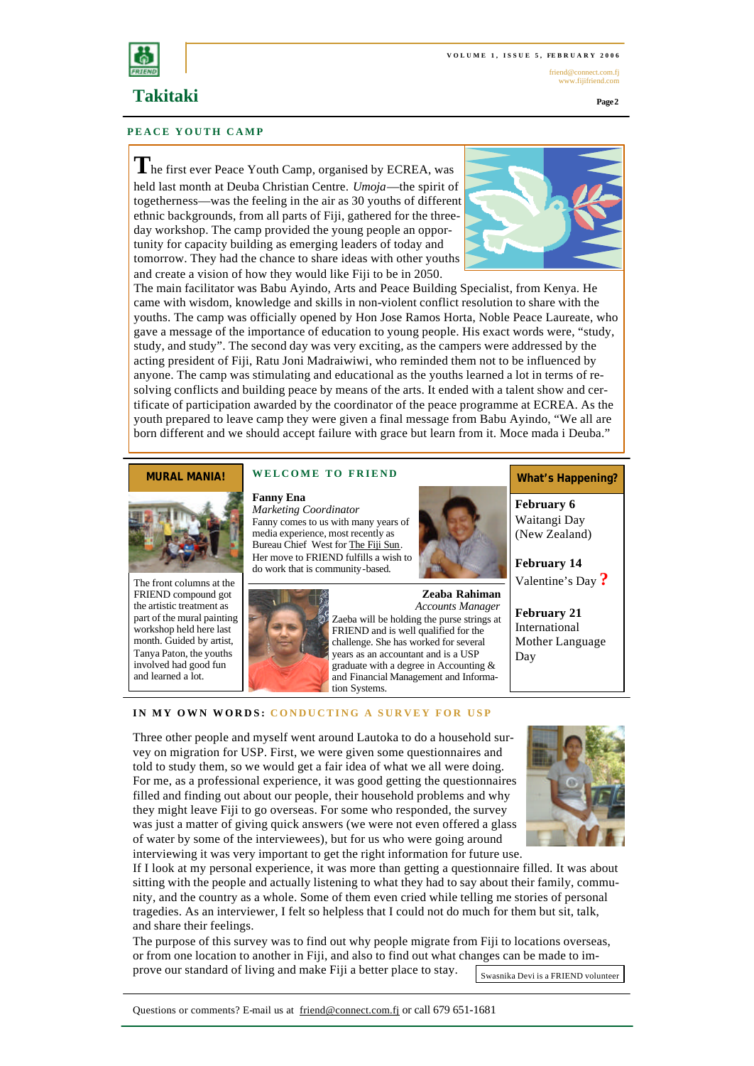## PEACE YOUTH CAMP

The first ever Peace Youth Camp, organised by ECREA, was held last month at Deuba Christian Centre. *Umoja*—the spirit of togetherness—was the feeling in the air as 30 youths of different ethnic backgrounds, from all parts of Fiji, gathered for the three-day workshop. The camp provided the young people an opportunity for capacity building as emerging leaders of today and tomorrow. They had the chance to share ideas with other youths and create a vision of how they would like Fiji to be in 2050. The main facilitator was Babu Ayindo, Arts and Peace Building Specialist, from Kenya. He came with wisdom, knowledge and skills in non-violent conflict resolution to share with the youths. The camp was officially opened by Hon Jose Ramos Horta, Noble Peace Laureate, who gave a message of the importance of education to young people. His exact words were, "study, study, and study". The second day was very exciting, as the campers were addressed by the acting president of Fiji, Ratu Joni Madraiwiwi, who reminded them not to be influenced by anyone. The camp was stimulating and educational as the youths learned a lot in terms of re-solving conflicts and building peace by means of the arts. It ended with a talent show and certificate of participation awarded by the coordinator of the peace programme at ECREA. As the youth prepared to leave camp they were given a final message from Babu Ayindo, "We all are born different and we should accept failure with grace but learn from it. Moce mada i Deuba."

## MURAL MANIA!

The front columns at the FRIEND compound got the artistic treatment as part of the mural painting workshop held here last month. Guided by artist, Tanya Paton, the youths involved had good fun and learned a lot.

## WELCOME TO FRIEND

**Fanny Ena**
*Marketing Coordinator*
Fanny comes to us with many years of media experience, most recently as Bureau Chief West for The Fiji Sun. Her move to FRIEND fulfills a wish to do work that is community-based.

**Zeaba Rahiman**
*Accounts Manager*
Zaeba will be holding the purse strings at FRIEND and is well qualified for the challenge. She has worked for several years as an accountant and is a USP graduate with a degree in Accounting & and Financial Management and Information Systems.

## What's Happening?

**February 6**
Waitangi Day (New Zealand)

**February 14**
Valentine's Day ?

**February 21**
International Mother Language Day

## IN MY OWN WORDS: CONDUCTING A SURVEY FOR USP

Three other people and myself went around Lautoka to do a household survey on migration for USP. First, we were given some questionnaires and told to study them, so we would get a fair idea of what we all were doing. For me, as a professional experience, it was good getting the questionnaires filled and finding out about our people, their household problems and why they might leave Fiji to go overseas. For some who responded, the survey was just a matter of giving quick answers (we were not even offered a glass of water by some of the interviewees), but for us who were going around interviewing it was very important to get the right information for future use.
If I look at my personal experience, it was more than getting a questionnaire filled. It was about sitting with the people and actually listening to what they had to say about their family, community, and the country as a whole. Some of them even cried while telling me stories of personal tragedies. As an interviewer, I felt so helpless that I could not do much for them but sit, talk, and share their feelings.
The purpose of this survey was to find out why people migrate from Fiji to locations overseas, or from one location to another in Fiji, and also to find out what changes can be made to improve our standard of living and make Fiji a better place to stay.

Swasnika Devi is a FRIEND volunteer

Questions or comments? E-mail us at friend@connect.com.fj or call 679 651-1681